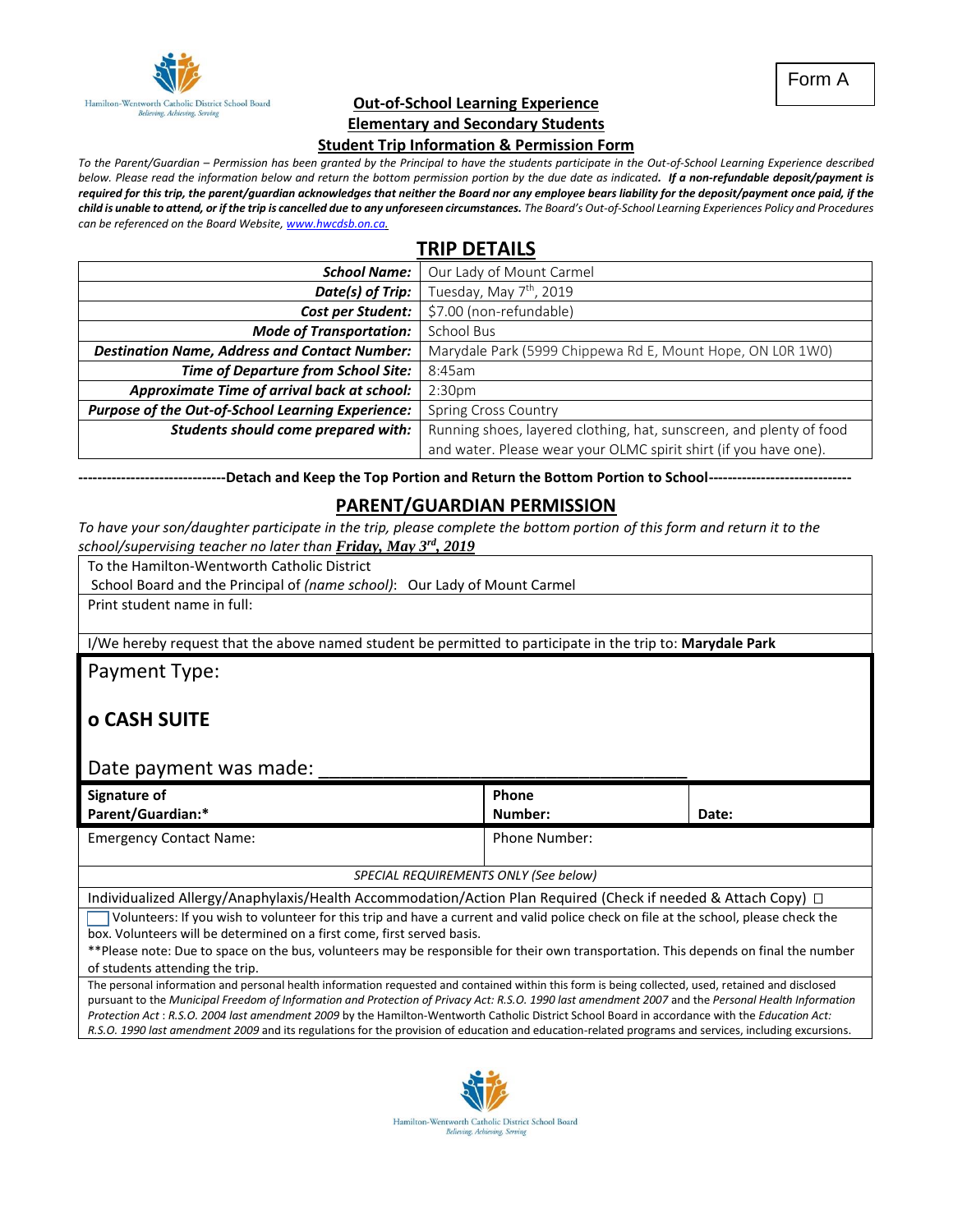Form A

**Out-of-School Learning Experience**
**Elementary and Secondary Students**
**Student Trip Information & Permission Form**

*To the Parent/Guardian – Permission has been granted by the Principal to have the students participate in the Out-of-School Learning Experience described below. Please read the information below and return the bottom permission portion by the due date as indicated. **If a non-refundable deposit/payment is required for this trip, the parent/guardian acknowledges that neither the Board nor any employee bears liability for the deposit/payment once paid, if the child is unable to attend, or if the trip is cancelled due to any unforeseen circumstances.** The Board's Out-of-School Learning Experiences Policy and Procedures can be referenced on the Board Website, www.hwcdsb.on.ca.*

## TRIP DETAILS

| | |
|---|---|
| ***School Name:*** | Our Lady of Mount Carmel |
| ***Date(s) of Trip:*** | Tuesday, May 7th, 2019 |
| ***Cost per Student:*** | $7.00 (non-refundable) |
| ***Mode of Transportation:*** | School Bus |
| ***Destination Name, Address and Contact Number:*** | Marydale Park (5999 Chippewa Rd E, Mount Hope, ON L0R 1W0) |
| ***Time of Departure from School Site:*** | 8:45am |
| ***Approximate Time of arrival back at school:*** | 2:30pm |
| ***Purpose of the Out-of-School Learning Experience:*** | Spring Cross Country |
| ***Students should come prepared with:*** | Running shoes, layered clothing, hat, sunscreen, and plenty of food and water. Please wear your OLMC spirit shirt (if you have one). |

**------------------------------Detach and Keep the Top Portion and Return the Bottom Portion to School-----------------------------**

## PARENT/GUARDIAN PERMISSION

*To have your son/daughter participate in the trip, please complete the bottom portion of this form and return it to the school/supervising teacher no later than* ***Friday, May 3rd, 2019***

To the Hamilton-Wentworth Catholic District School Board and the Principal of *(name school)*: Our Lady of Mount Carmel

Print student name in full:

I/We hereby request that the above named student be permitted to participate in the trip to: **Marydale Park**

Payment Type:

**o CASH SUITE**

Date payment was made: ___________________________________

| **Signature of Parent/Guardian:*** | **Phone Number:** | **Date:** |
|---|---|---|
| Emergency Contact Name: | Phone Number: | |

*SPECIAL REQUIREMENTS ONLY (See below)*

Individualized Allergy/Anaphylaxis/Health Accommodation/Action Plan Required (Check if needed & Attach Copy) ☐

☐ Volunteers: If you wish to volunteer for this trip and have a current and valid police check on file at the school, please check the box. Volunteers will be determined on a first come, first served basis.

**Please note: Due to space on the bus, volunteers may be responsible for their own transportation. This depends on final the number of students attending the trip.

The personal information and personal health information requested and contained within this form is being collected, used, retained and disclosed pursuant to the *Municipal Freedom of Information and Protection of Privacy Act: R.S.O. 1990 last amendment 2007* and the *Personal Health Information Protection Act : R.S.O. 2004 last amendment 2009* by the Hamilton-Wentworth Catholic District School Board in accordance with the *Education Act: R.S.O. 1990 last amendment 2009* and its regulations for the provision of education and education-related programs and services, including excursions.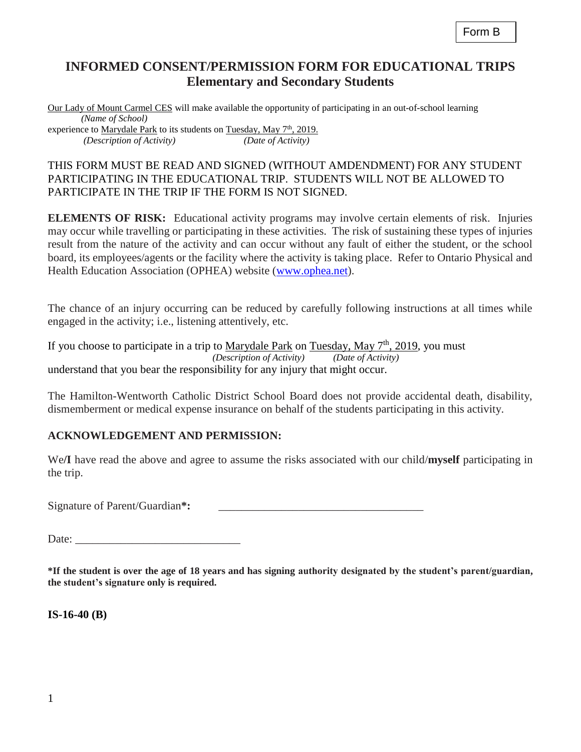Form B

# INFORMED CONSENT/PERMISSION FORM FOR EDUCATIONAL TRIPS
## Elementary and Secondary Students

Our Lady of Mount Carmel CES will make available the opportunity of participating in an out-of-school learning
*(Name of School)*
experience to Marydale Park to its students on Tuesday, May 7th, 2019.
*(Description of Activity)* *(Date of Activity)*

THIS FORM MUST BE READ AND SIGNED (WITHOUT AMDENDMENT) FOR ANY STUDENT PARTICIPATING IN THE EDUCATIONAL TRIP. STUDENTS WILL NOT BE ALLOWED TO PARTICIPATE IN THE TRIP IF THE FORM IS NOT SIGNED.

**ELEMENTS OF RISK:** Educational activity programs may involve certain elements of risk. Injuries may occur while travelling or participating in these activities. The risk of sustaining these types of injuries result from the nature of the activity and can occur without any fault of either the student, or the school board, its employees/agents or the facility where the activity is taking place. Refer to Ontario Physical and Health Education Association (OPHEA) website (www.ophea.net).

The chance of an injury occurring can be reduced by carefully following instructions at all times while engaged in the activity; i.e., listening attentively, etc.

If you choose to participate in a trip to Marydale Park on Tuesday, May 7th, 2019, you must
*(Description of Activity)* *(Date of Activity)*
understand that you bear the responsibility for any injury that might occur.

The Hamilton-Wentworth Catholic District School Board does not provide accidental death, disability, dismemberment or medical expense insurance on behalf of the students participating in this activity.

### ACKNOWLEDGEMENT AND PERMISSION:

We/**I** have read the above and agree to assume the risks associated with our child/**myself** participating in the trip.

Signature of Parent/Guardian**\*:** ___________________________________

Date: ____________________________

**\*If the student is over the age of 18 years and has signing authority designated by the student's parent/guardian, the student's signature only is required.**

**IS-16-40 (B)**